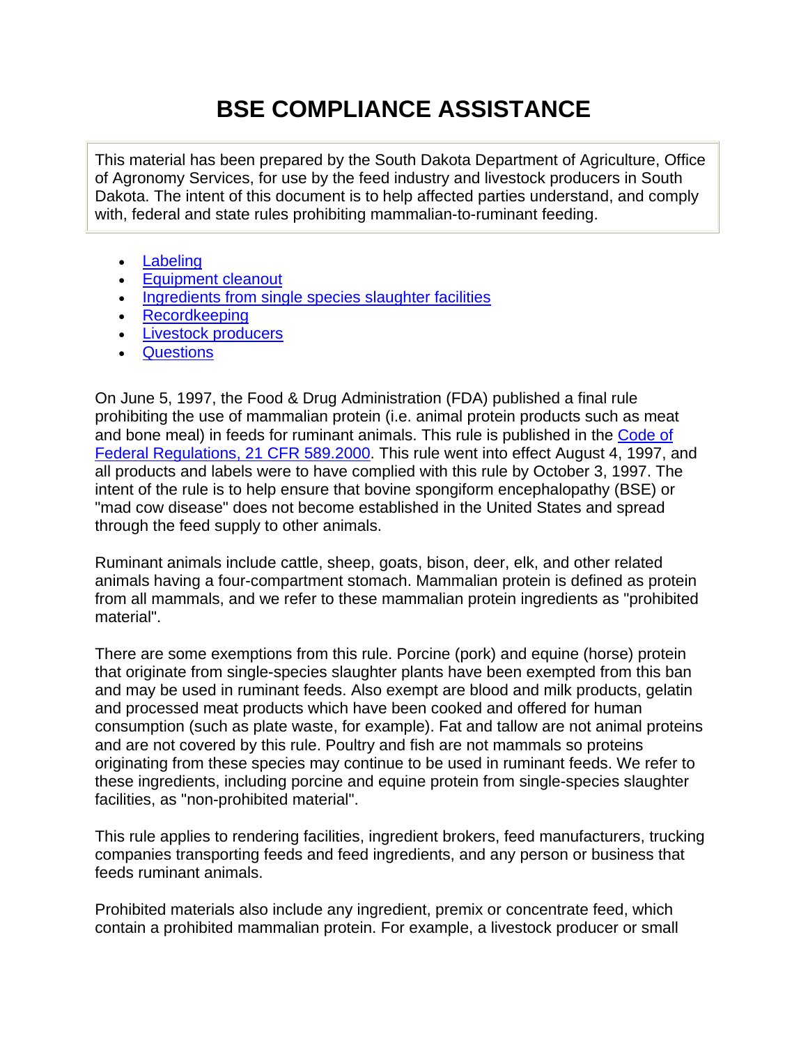# BSE COMPLIANCE ASSISTANCE

This material has been prepared by the South Dakota Department of Agriculture, Office of Agronomy Services, for use by the feed industry and livestock producers in South Dakota. The intent of this document is to help affected parties understand, and comply with, federal and state rules prohibiting mammalian-to-ruminant feeding.

- Labeling
- Equipment cleanout
- Ingredients from single species slaughter facilities
- Recordkeeping
- Livestock producers
- Questions

On June 5, 1997, the Food & Drug Administration (FDA) published a final rule prohibiting the use of mammalian protein (i.e. animal protein products such as meat and bone meal) in feeds for ruminant animals. This rule is published in the Code of Federal Regulations, 21 CFR 589.2000. This rule went into effect August 4, 1997, and all products and labels were to have complied with this rule by October 3, 1997. The intent of the rule is to help ensure that bovine spongiform encephalopathy (BSE) or "mad cow disease" does not become established in the United States and spread through the feed supply to other animals.

Ruminant animals include cattle, sheep, goats, bison, deer, elk, and other related animals having a four-compartment stomach. Mammalian protein is defined as protein from all mammals, and we refer to these mammalian protein ingredients as "prohibited material".

There are some exemptions from this rule. Porcine (pork) and equine (horse) protein that originate from single-species slaughter plants have been exempted from this ban and may be used in ruminant feeds. Also exempt are blood and milk products, gelatin and processed meat products which have been cooked and offered for human consumption (such as plate waste, for example). Fat and tallow are not animal proteins and are not covered by this rule. Poultry and fish are not mammals so proteins originating from these species may continue to be used in ruminant feeds. We refer to these ingredients, including porcine and equine protein from single-species slaughter facilities, as "non-prohibited material".

This rule applies to rendering facilities, ingredient brokers, feed manufacturers, trucking companies transporting feeds and feed ingredients, and any person or business that feeds ruminant animals.

Prohibited materials also include any ingredient, premix or concentrate feed, which contain a prohibited mammalian protein. For example, a livestock producer or small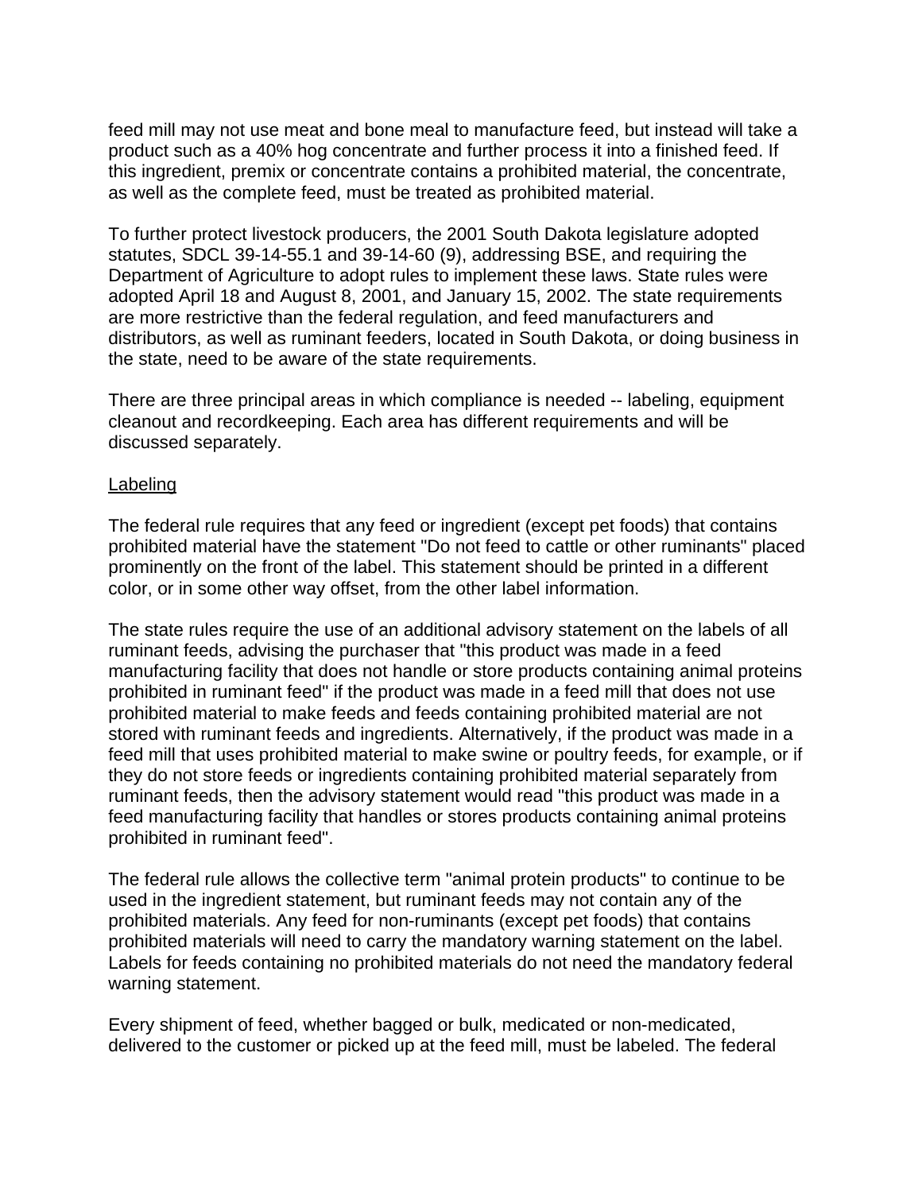feed mill may not use meat and bone meal to manufacture feed, but instead will take a product such as a 40% hog concentrate and further process it into a finished feed. If this ingredient, premix or concentrate contains a prohibited material, the concentrate, as well as the complete feed, must be treated as prohibited material.

To further protect livestock producers, the 2001 South Dakota legislature adopted statutes, SDCL 39-14-55.1 and 39-14-60 (9), addressing BSE, and requiring the Department of Agriculture to adopt rules to implement these laws. State rules were adopted April 18 and August 8, 2001, and January 15, 2002. The state requirements are more restrictive than the federal regulation, and feed manufacturers and distributors, as well as ruminant feeders, located in South Dakota, or doing business in the state, need to be aware of the state requirements.

There are three principal areas in which compliance is needed -- labeling, equipment cleanout and recordkeeping. Each area has different requirements and will be discussed separately.

<u>Labeling</u>

The federal rule requires that any feed or ingredient (except pet foods) that contains prohibited material have the statement "Do not feed to cattle or other ruminants" placed prominently on the front of the label. This statement should be printed in a different color, or in some other way offset, from the other label information.

The state rules require the use of an additional advisory statement on the labels of all ruminant feeds, advising the purchaser that "this product was made in a feed manufacturing facility that does not handle or store products containing animal proteins prohibited in ruminant feed" if the product was made in a feed mill that does not use prohibited material to make feeds and feeds containing prohibited material are not stored with ruminant feeds and ingredients. Alternatively, if the product was made in a feed mill that uses prohibited material to make swine or poultry feeds, for example, or if they do not store feeds or ingredients containing prohibited material separately from ruminant feeds, then the advisory statement would read "this product was made in a feed manufacturing facility that handles or stores products containing animal proteins prohibited in ruminant feed".

The federal rule allows the collective term "animal protein products" to continue to be used in the ingredient statement, but ruminant feeds may not contain any of the prohibited materials. Any feed for non-ruminants (except pet foods) that contains prohibited materials will need to carry the mandatory warning statement on the label. Labels for feeds containing no prohibited materials do not need the mandatory federal warning statement.

Every shipment of feed, whether bagged or bulk, medicated or non-medicated, delivered to the customer or picked up at the feed mill, must be labeled. The federal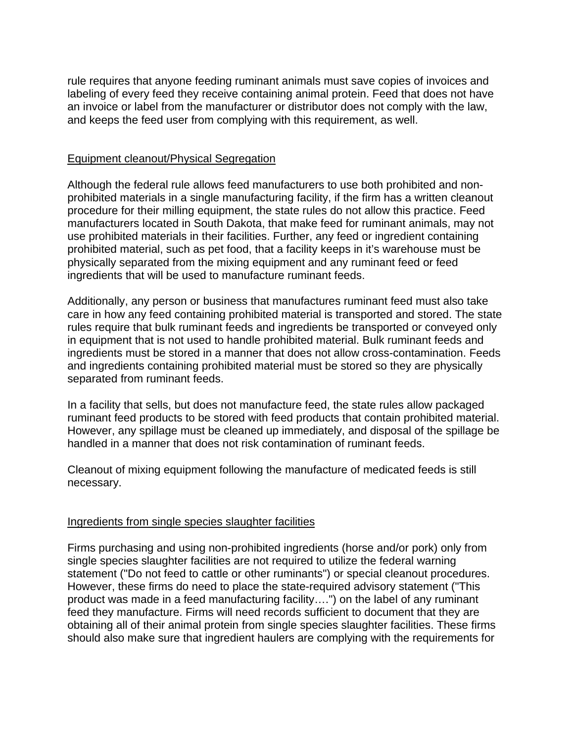rule requires that anyone feeding ruminant animals must save copies of invoices and labeling of every feed they receive containing animal protein. Feed that does not have an invoice or label from the manufacturer or distributor does not comply with the law, and keeps the feed user from complying with this requirement, as well.

## Equipment cleanout/Physical Segregation

Although the federal rule allows feed manufacturers to use both prohibited and non-prohibited materials in a single manufacturing facility, if the firm has a written cleanout procedure for their milling equipment, the state rules do not allow this practice. Feed manufacturers located in South Dakota, that make feed for ruminant animals, may not use prohibited materials in their facilities. Further, any feed or ingredient containing prohibited material, such as pet food, that a facility keeps in it's warehouse must be physically separated from the mixing equipment and any ruminant feed or feed ingredients that will be used to manufacture ruminant feeds.

Additionally, any person or business that manufactures ruminant feed must also take care in how any feed containing prohibited material is transported and stored. The state rules require that bulk ruminant feeds and ingredients be transported or conveyed only in equipment that is not used to handle prohibited material. Bulk ruminant feeds and ingredients must be stored in a manner that does not allow cross-contamination. Feeds and ingredients containing prohibited material must be stored so they are physically separated from ruminant feeds.

In a facility that sells, but does not manufacture feed, the state rules allow packaged ruminant feed products to be stored with feed products that contain prohibited material. However, any spillage must be cleaned up immediately, and disposal of the spillage be handled in a manner that does not risk contamination of ruminant feeds.

Cleanout of mixing equipment following the manufacture of medicated feeds is still necessary.

## Ingredients from single species slaughter facilities

Firms purchasing and using non-prohibited ingredients (horse and/or pork) only from single species slaughter facilities are not required to utilize the federal warning statement ("Do not feed to cattle or other ruminants") or special cleanout procedures. However, these firms do need to place the state-required advisory statement ("This product was made in a feed manufacturing facility….") on the label of any ruminant feed they manufacture. Firms will need records sufficient to document that they are obtaining all of their animal protein from single species slaughter facilities. These firms should also make sure that ingredient haulers are complying with the requirements for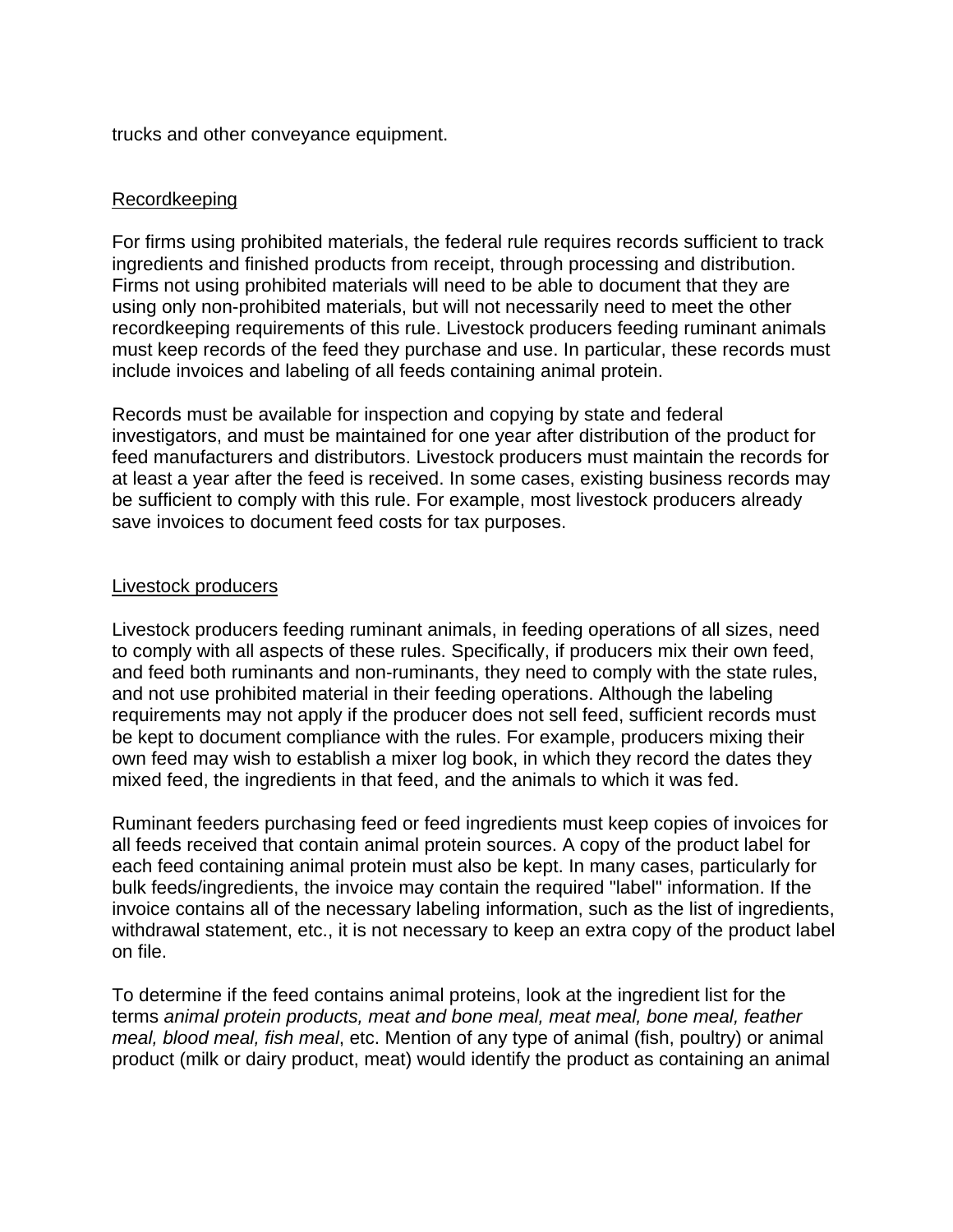trucks and other conveyance equipment.

## Recordkeeping

For firms using prohibited materials, the federal rule requires records sufficient to track ingredients and finished products from receipt, through processing and distribution. Firms not using prohibited materials will need to be able to document that they are using only non-prohibited materials, but will not necessarily need to meet the other recordkeeping requirements of this rule. Livestock producers feeding ruminant animals must keep records of the feed they purchase and use. In particular, these records must include invoices and labeling of all feeds containing animal protein.

Records must be available for inspection and copying by state and federal investigators, and must be maintained for one year after distribution of the product for feed manufacturers and distributors. Livestock producers must maintain the records for at least a year after the feed is received. In some cases, existing business records may be sufficient to comply with this rule. For example, most livestock producers already save invoices to document feed costs for tax purposes.

## Livestock producers

Livestock producers feeding ruminant animals, in feeding operations of all sizes, need to comply with all aspects of these rules. Specifically, if producers mix their own feed, and feed both ruminants and non-ruminants, they need to comply with the state rules, and not use prohibited material in their feeding operations. Although the labeling requirements may not apply if the producer does not sell feed, sufficient records must be kept to document compliance with the rules. For example, producers mixing their own feed may wish to establish a mixer log book, in which they record the dates they mixed feed, the ingredients in that feed, and the animals to which it was fed.

Ruminant feeders purchasing feed or feed ingredients must keep copies of invoices for all feeds received that contain animal protein sources. A copy of the product label for each feed containing animal protein must also be kept. In many cases, particularly for bulk feeds/ingredients, the invoice may contain the required "label" information. If the invoice contains all of the necessary labeling information, such as the list of ingredients, withdrawal statement, etc., it is not necessary to keep an extra copy of the product label on file.

To determine if the feed contains animal proteins, look at the ingredient list for the terms *animal protein products, meat and bone meal, meat meal, bone meal, feather meal, blood meal, fish meal*, etc. Mention of any type of animal (fish, poultry) or animal product (milk or dairy product, meat) would identify the product as containing an animal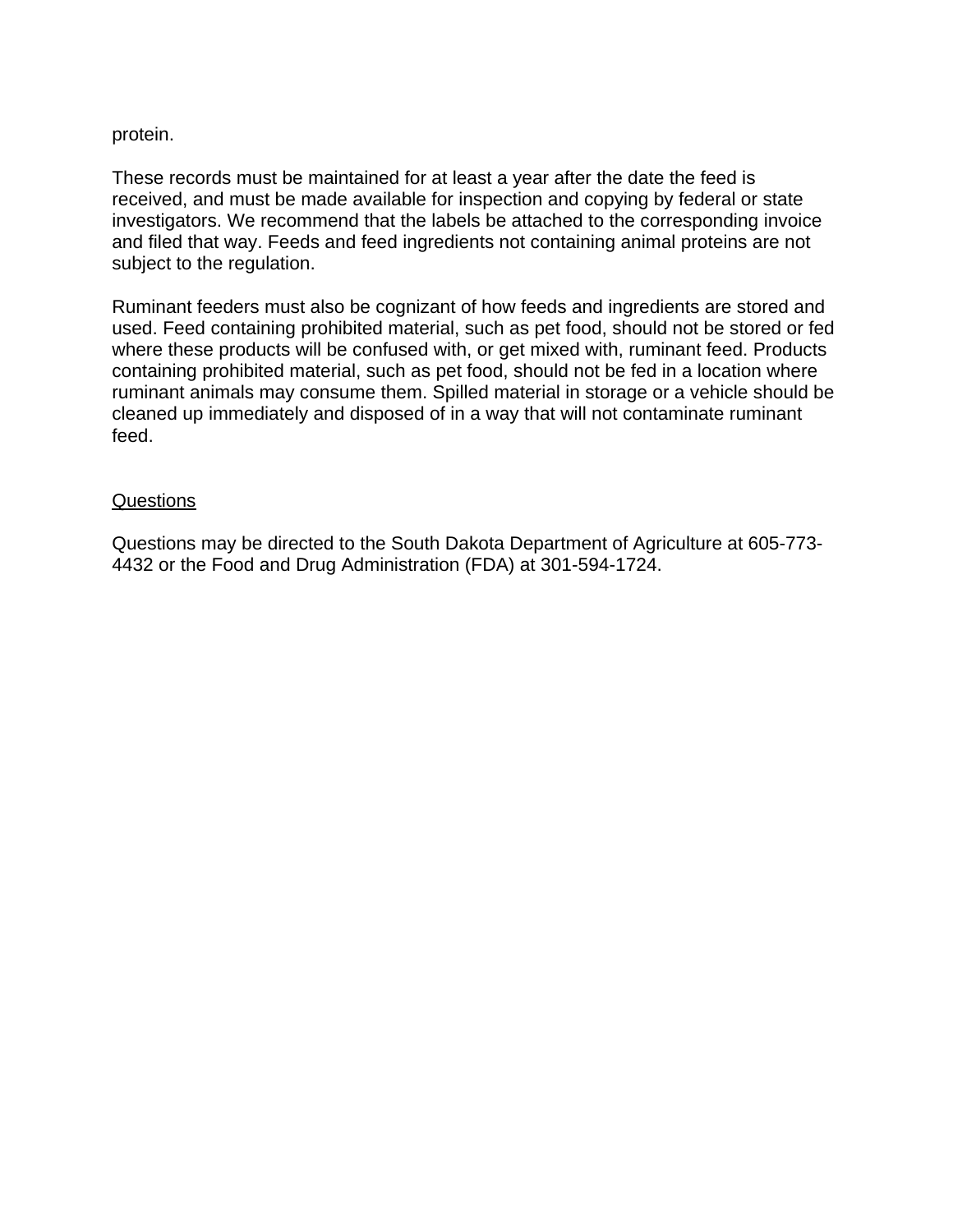protein.

These records must be maintained for at least a year after the date the feed is received, and must be made available for inspection and copying by federal or state investigators. We recommend that the labels be attached to the corresponding invoice and filed that way. Feeds and feed ingredients not containing animal proteins are not subject to the regulation.

Ruminant feeders must also be cognizant of how feeds and ingredients are stored and used. Feed containing prohibited material, such as pet food, should not be stored or fed where these products will be confused with, or get mixed with, ruminant feed. Products containing prohibited material, such as pet food, should not be fed in a location where ruminant animals may consume them. Spilled material in storage or a vehicle should be cleaned up immediately and disposed of in a way that will not contaminate ruminant feed.

## Questions

Questions may be directed to the South Dakota Department of Agriculture at 605-773-4432 or the Food and Drug Administration (FDA) at 301-594-1724.